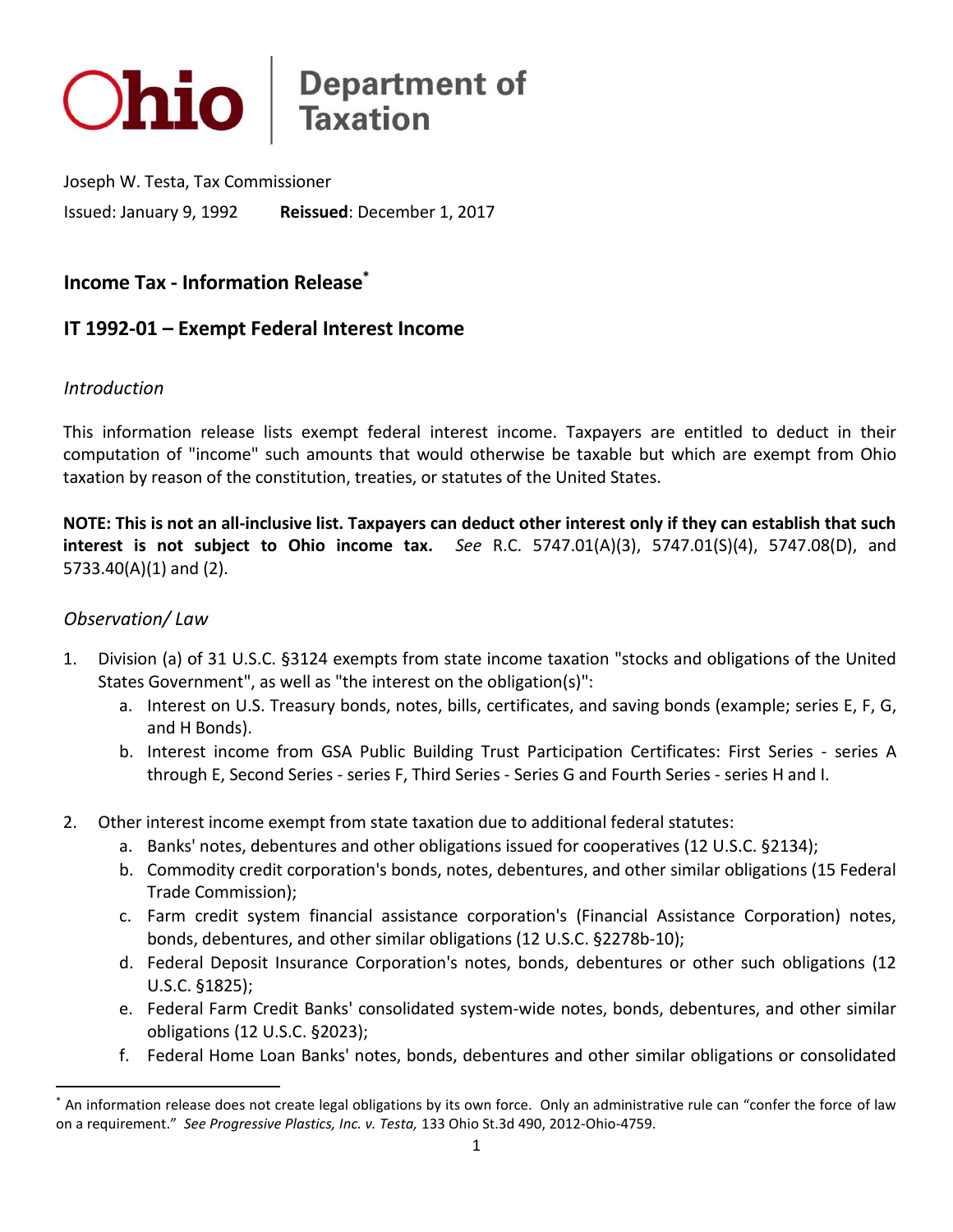# Ohio | Department of Taxation

Joseph W. Testa, Tax Commissioner

Issued: January 9, 1992 **Reissued**: December 1, 2017

## Income Tax - Information Release*

## IT 1992-01 – Exempt Federal Interest Income

### *Introduction*

This information release lists exempt federal interest income. Taxpayers are entitled to deduct in their computation of "income" such amounts that would otherwise be taxable but which are exempt from Ohio taxation by reason of the constitution, treaties, or statutes of the United States.

**NOTE: This is not an all-inclusive list. Taxpayers can deduct other interest only if they can establish that such interest is not subject to Ohio income tax.** *See* R.C. 5747.01(A)(3), 5747.01(S)(4), 5747.08(D), and 5733.40(A)(1) and (2).

### *Observation/ Law*

1. Division (a) of 31 U.S.C. §3124 exempts from state income taxation "stocks and obligations of the United States Government", as well as "the interest on the obligation(s)":
   a. Interest on U.S. Treasury bonds, notes, bills, certificates, and saving bonds (example; series E, F, G, and H Bonds).
   b. Interest income from GSA Public Building Trust Participation Certificates: First Series - series A through E, Second Series - series F, Third Series - Series G and Fourth Series - series H and I.

2. Other interest income exempt from state taxation due to additional federal statutes:
   a. Banks' notes, debentures and other obligations issued for cooperatives (12 U.S.C. §2134);
   b. Commodity credit corporation's bonds, notes, debentures, and other similar obligations (15 Federal Trade Commission);
   c. Farm credit system financial assistance corporation's (Financial Assistance Corporation) notes, bonds, debentures, and other similar obligations (12 U.S.C. §2278b-10);
   d. Federal Deposit Insurance Corporation's notes, bonds, debentures or other such obligations (12 U.S.C. §1825);
   e. Federal Farm Credit Banks' consolidated system-wide notes, bonds, debentures, and other similar obligations (12 U.S.C. §2023);
   f. Federal Home Loan Banks' notes, bonds, debentures and other similar obligations or consolidated

* An information release does not create legal obligations by its own force. Only an administrative rule can "confer the force of law on a requirement." *See Progressive Plastics, Inc. v. Testa,* 133 Ohio St.3d 490, 2012-Ohio-4759.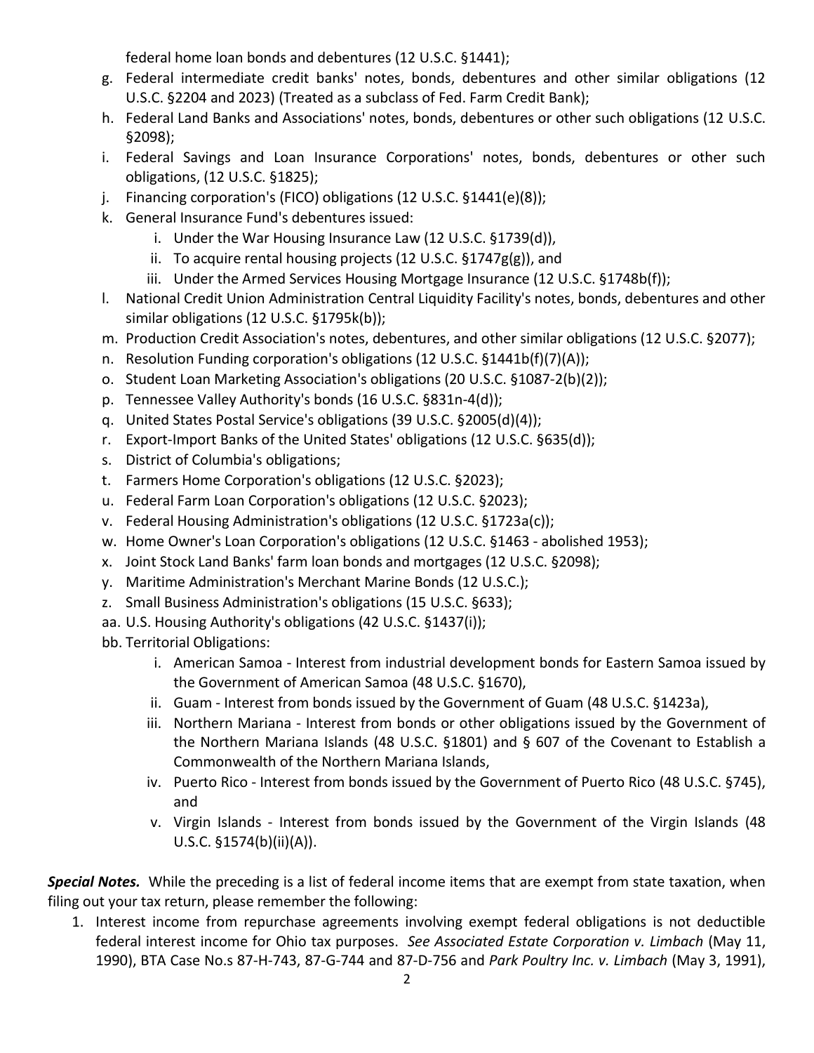federal home loan bonds and debentures (12 U.S.C. §1441);

g. Federal intermediate credit banks' notes, bonds, debentures and other similar obligations (12 U.S.C. §2204 and 2023) (Treated as a subclass of Fed. Farm Credit Bank);
h. Federal Land Banks and Associations' notes, bonds, debentures or other such obligations (12 U.S.C. §2098);
i. Federal Savings and Loan Insurance Corporations' notes, bonds, debentures or other such obligations, (12 U.S.C. §1825);
j. Financing corporation's (FICO) obligations (12 U.S.C. §1441(e)(8));
k. General Insurance Fund's debentures issued:
    i. Under the War Housing Insurance Law (12 U.S.C. §1739(d)),
    ii. To acquire rental housing projects (12 U.S.C. §1747g(g)), and
    iii. Under the Armed Services Housing Mortgage Insurance (12 U.S.C. §1748b(f));
l. National Credit Union Administration Central Liquidity Facility's notes, bonds, debentures and other similar obligations (12 U.S.C. §1795k(b));
m. Production Credit Association's notes, debentures, and other similar obligations (12 U.S.C. §2077);
n. Resolution Funding corporation's obligations (12 U.S.C. §1441b(f)(7)(A));
o. Student Loan Marketing Association's obligations (20 U.S.C. §1087-2(b)(2));
p. Tennessee Valley Authority's bonds (16 U.S.C. §831n-4(d));
q. United States Postal Service's obligations (39 U.S.C. §2005(d)(4));
r. Export-Import Banks of the United States' obligations (12 U.S.C. §635(d));
s. District of Columbia's obligations;
t. Farmers Home Corporation's obligations (12 U.S.C. §2023);
u. Federal Farm Loan Corporation's obligations (12 U.S.C. §2023);
v. Federal Housing Administration's obligations (12 U.S.C. §1723a(c));
w. Home Owner's Loan Corporation's obligations (12 U.S.C. §1463 - abolished 1953);
x. Joint Stock Land Banks' farm loan bonds and mortgages (12 U.S.C. §2098);
y. Maritime Administration's Merchant Marine Bonds (12 U.S.C.);
z. Small Business Administration's obligations (15 U.S.C. §633);
aa. U.S. Housing Authority's obligations (42 U.S.C. §1437(i));
bb. Territorial Obligations:
    i. American Samoa - Interest from industrial development bonds for Eastern Samoa issued by the Government of American Samoa (48 U.S.C. §1670),
    ii. Guam - Interest from bonds issued by the Government of Guam (48 U.S.C. §1423a),
    iii. Northern Mariana - Interest from bonds or other obligations issued by the Government of the Northern Mariana Islands (48 U.S.C. §1801) and § 607 of the Covenant to Establish a Commonwealth of the Northern Mariana Islands,
    iv. Puerto Rico - Interest from bonds issued by the Government of Puerto Rico (48 U.S.C. §745), and
    v. Virgin Islands - Interest from bonds issued by the Government of the Virgin Islands (48 U.S.C. §1574(b)(ii)(A)).

***Special Notes.*** While the preceding is a list of federal income items that are exempt from state taxation, when filing out your tax return, please remember the following:

1. Interest income from repurchase agreements involving exempt federal obligations is not deductible federal interest income for Ohio tax purposes. *See Associated Estate Corporation v. Limbach* (May 11, 1990), BTA Case No.s 87-H-743, 87-G-744 and 87-D-756 and *Park Poultry Inc. v. Limbach* (May 3, 1991),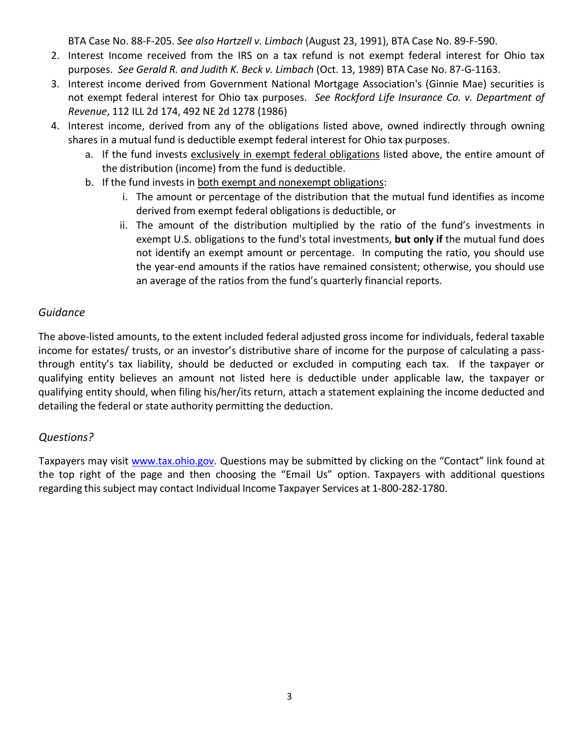BTA Case No. 88-F-205. *See also Hartzell v. Limbach* (August 23, 1991), BTA Case No. 89-F-590.

2. Interest Income received from the IRS on a tax refund is not exempt federal interest for Ohio tax purposes. *See Gerald R. and Judith K. Beck v. Limbach* (Oct. 13, 1989) BTA Case No. 87-G-1163.
3. Interest income derived from Government National Mortgage Association's (Ginnie Mae) securities is not exempt federal interest for Ohio tax purposes. *See Rockford Life Insurance Co. v. Department of Revenue*, 112 ILL 2d 174, 492 NE 2d 1278 (1986)
4. Interest income, derived from any of the obligations listed above, owned indirectly through owning shares in a mutual fund is deductible exempt federal interest for Ohio tax purposes.
   a. If the fund invests <u>exclusively in exempt federal obligations</u> listed above, the entire amount of the distribution (income) from the fund is deductible.
   b. If the fund invests in <u>both exempt and nonexempt obligations</u>:
      i. The amount or percentage of the distribution that the mutual fund identifies as income derived from exempt federal obligations is deductible, or
      ii. The amount of the distribution multiplied by the ratio of the fund's investments in exempt U.S. obligations to the fund's total investments, **but only if** the mutual fund does not identify an exempt amount or percentage. In computing the ratio, you should use the year-end amounts if the ratios have remained consistent; otherwise, you should use an average of the ratios from the fund's quarterly financial reports.

### *Guidance*

The above-listed amounts, to the extent included federal adjusted gross income for individuals, federal taxable income for estates/ trusts, or an investor's distributive share of income for the purpose of calculating a pass-through entity's tax liability, should be deducted or excluded in computing each tax. If the taxpayer or qualifying entity believes an amount not listed here is deductible under applicable law, the taxpayer or qualifying entity should, when filing his/her/its return, attach a statement explaining the income deducted and detailing the federal or state authority permitting the deduction.

### *Questions?*

Taxpayers may visit [www.tax.ohio.gov](http://www.tax.ohio.gov). Questions may be submitted by clicking on the "Contact" link found at the top right of the page and then choosing the "Email Us" option. Taxpayers with additional questions regarding this subject may contact Individual Income Taxpayer Services at 1-800-282-1780.